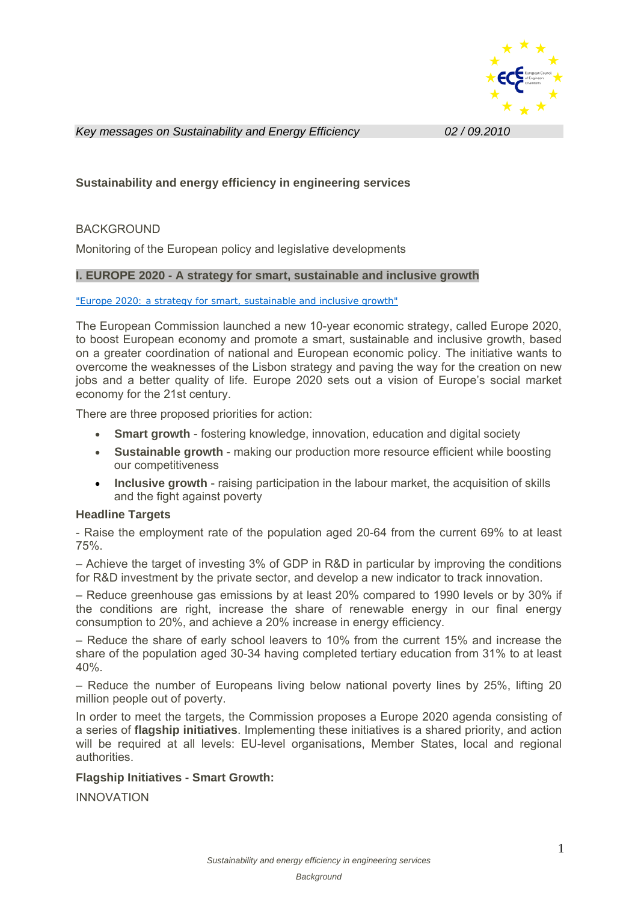*Key messages on Sustainability and Energy Efficiency* *02 / 09.2010*

**Sustainability and energy efficiency in engineering services**

BACKGROUND

Monitoring of the European policy and legislative developments

## I. EUROPE 2020 - A strategy for smart, sustainable and inclusive growth

"Europe 2020: a strategy for smart, sustainable and inclusive growth"

The European Commission launched a new 10-year economic strategy, called Europe 2020, to boost European economy and promote a smart, sustainable and inclusive growth, based on a greater coordination of national and European economic policy. The initiative wants to overcome the weaknesses of the Lisbon strategy and paving the way for the creation on new jobs and a better quality of life. Europe 2020 sets out a vision of Europe's social market economy for the 21st century.

There are three proposed priorities for action:

- **Smart growth** - fostering knowledge, innovation, education and digital society
- **Sustainable growth** - making our production more resource efficient while boosting our competitiveness
- **Inclusive growth** - raising participation in the labour market, the acquisition of skills and the fight against poverty

**Headline Targets**

- Raise the employment rate of the population aged 20-64 from the current 69% to at least 75%.

– Achieve the target of investing 3% of GDP in R&D in particular by improving the conditions for R&D investment by the private sector, and develop a new indicator to track innovation.

– Reduce greenhouse gas emissions by at least 20% compared to 1990 levels or by 30% if the conditions are right, increase the share of renewable energy in our final energy consumption to 20%, and achieve a 20% increase in energy efficiency.

– Reduce the share of early school leavers to 10% from the current 15% and increase the share of the population aged 30-34 having completed tertiary education from 31% to at least 40%.

– Reduce the number of Europeans living below national poverty lines by 25%, lifting 20 million people out of poverty.

In order to meet the targets, the Commission proposes a Europe 2020 agenda consisting of a series of **flagship initiatives**. Implementing these initiatives is a shared priority, and action will be required at all levels: EU-level organisations, Member States, local and regional authorities.

**Flagship Initiatives - Smart Growth:**

INNOVATION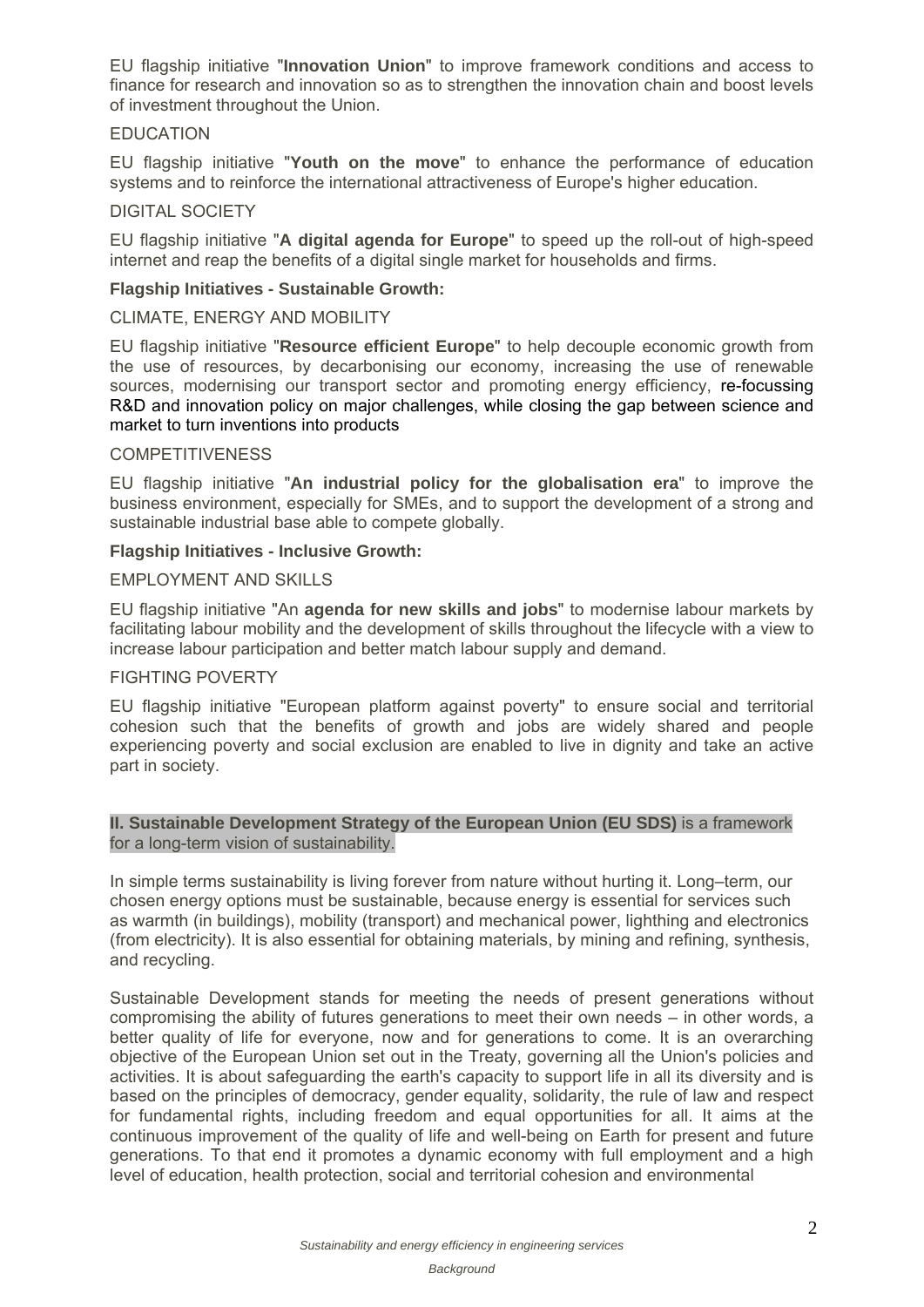EU flagship initiative "**Innovation Union**" to improve framework conditions and access to finance for research and innovation so as to strengthen the innovation chain and boost levels of investment throughout the Union.

EDUCATION

EU flagship initiative "**Youth on the move**" to enhance the performance of education systems and to reinforce the international attractiveness of Europe's higher education.

DIGITAL SOCIETY

EU flagship initiative "**A digital agenda for Europe**" to speed up the roll-out of high-speed internet and reap the benefits of a digital single market for households and firms.

**Flagship Initiatives - Sustainable Growth:**

CLIMATE, ENERGY AND MOBILITY

EU flagship initiative "**Resource efficient Europe**" to help decouple economic growth from the use of resources, by decarbonising our economy, increasing the use of renewable sources, modernising our transport sector and promoting energy efficiency, re-focussing R&D and innovation policy on major challenges, while closing the gap between science and market to turn inventions into products

COMPETITIVENESS

EU flagship initiative "**An industrial policy for the globalisation era**" to improve the business environment, especially for SMEs, and to support the development of a strong and sustainable industrial base able to compete globally.

**Flagship Initiatives - Inclusive Growth:**

EMPLOYMENT AND SKILLS

EU flagship initiative "An **agenda for new skills and jobs**" to modernise labour markets by facilitating labour mobility and the development of skills throughout the lifecycle with a view to increase labour participation and better match labour supply and demand.

FIGHTING POVERTY

EU flagship initiative "European platform against poverty" to ensure social and territorial cohesion such that the benefits of growth and jobs are widely shared and people experiencing poverty and social exclusion are enabled to live in dignity and take an active part in society.

**II. Sustainable Development Strategy of the European Union (EU SDS)** is a framework for a long-term vision of sustainability.

In simple terms sustainability is living forever from nature without hurting it. Long–term, our chosen energy options must be sustainable, because energy is essential for services such as warmth (in buildings), mobility (transport) and mechanical power, lighthing and electronics (from electricity). It is also essential for obtaining materials, by mining and refining, synthesis, and recycling.

Sustainable Development stands for meeting the needs of present generations without compromising the ability of futures generations to meet their own needs – in other words, a better quality of life for everyone, now and for generations to come. It is an overarching objective of the European Union set out in the Treaty, governing all the Union's policies and activities. It is about safeguarding the earth's capacity to support life in all its diversity and is based on the principles of democracy, gender equality, solidarity, the rule of law and respect for fundamental rights, including freedom and equal opportunities for all. It aims at the continuous improvement of the quality of life and well-being on Earth for present and future generations. To that end it promotes a dynamic economy with full employment and a high level of education, health protection, social and territorial cohesion and environmental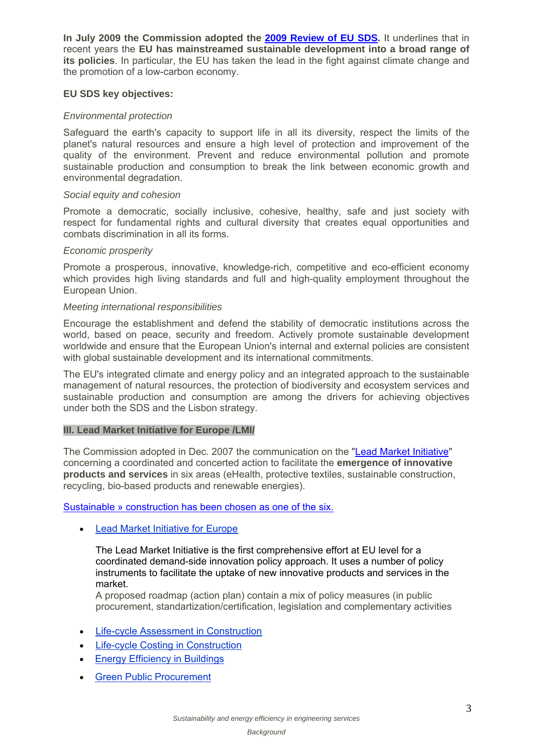**In July 2009 the Commission adopted the 2009 Review of EU SDS.** It underlines that in recent years the **EU has mainstreamed sustainable development into a broad range of its policies**. In particular, the EU has taken the lead in the fight against climate change and the promotion of a low-carbon economy.

**EU SDS key objectives:**

*Environmental protection*

Safeguard the earth's capacity to support life in all its diversity, respect the limits of the planet's natural resources and ensure a high level of protection and improvement of the quality of the environment. Prevent and reduce environmental pollution and promote sustainable production and consumption to break the link between economic growth and environmental degradation.

*Social equity and cohesion*

Promote a democratic, socially inclusive, cohesive, healthy, safe and just society with respect for fundamental rights and cultural diversity that creates equal opportunities and combats discrimination in all its forms.

*Economic prosperity*

Promote a prosperous, innovative, knowledge-rich, competitive and eco-efficient economy which provides high living standards and full and high-quality employment throughout the European Union.

*Meeting international responsibilities*

Encourage the establishment and defend the stability of democratic institutions across the world, based on peace, security and freedom. Actively promote sustainable development worldwide and ensure that the European Union's internal and external policies are consistent with global sustainable development and its international commitments.

The EU's integrated climate and energy policy and an integrated approach to the sustainable management of natural resources, the protection of biodiversity and ecosystem services and sustainable production and consumption are among the drivers for achieving objectives under both the SDS and the Lisbon strategy.

## III. Lead Market Initiative for Europe /LMI/

The Commission adopted in Dec. 2007 the communication on the "Lead Market Initiative" concerning a coordinated and concerted action to facilitate the **emergence of innovative products and services** in six areas (eHealth, protective textiles, sustainable construction, recycling, bio-based products and renewable energies).

Sustainable » construction has been chosen as one of the six.

- Lead Market Initiative for Europe

  The Lead Market Initiative is the first comprehensive effort at EU level for a coordinated demand-side innovation policy approach. It uses a number of policy instruments to facilitate the uptake of new innovative products and services in the market.
  A proposed roadmap (action plan) contain a mix of policy measures (in public procurement, standartization/certification, legislation and complementary activities

- Life-cycle Assessment in Construction
- Life-cycle Costing in Construction
- Energy Efficiency in Buildings
- Green Public Procurement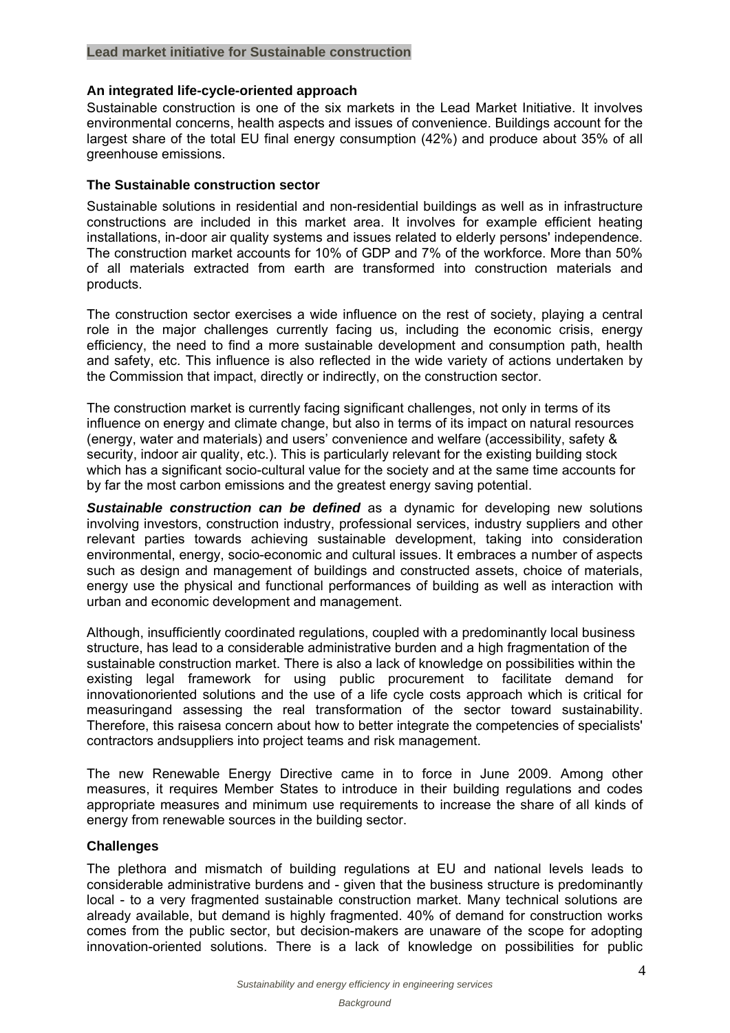## Lead market initiative for Sustainable construction

### An integrated life-cycle-oriented approach

Sustainable construction is one of the six markets in the Lead Market Initiative. It involves environmental concerns, health aspects and issues of convenience. Buildings account for the largest share of the total EU final energy consumption (42%) and produce about 35% of all greenhouse emissions.

### The Sustainable construction sector

Sustainable solutions in residential and non-residential buildings as well as in infrastructure constructions are included in this market area. It involves for example efficient heating installations, in-door air quality systems and issues related to elderly persons' independence. The construction market accounts for 10% of GDP and 7% of the workforce. More than 50% of all materials extracted from earth are transformed into construction materials and products.

The construction sector exercises a wide influence on the rest of society, playing a central role in the major challenges currently facing us, including the economic crisis, energy efficiency, the need to find a more sustainable development and consumption path, health and safety, etc. This influence is also reflected in the wide variety of actions undertaken by the Commission that impact, directly or indirectly, on the construction sector.

The construction market is currently facing significant challenges, not only in terms of its influence on energy and climate change, but also in terms of its impact on natural resources (energy, water and materials) and users' convenience and welfare (accessibility, safety & security, indoor air quality, etc.). This is particularly relevant for the existing building stock which has a significant socio-cultural value for the society and at the same time accounts for by far the most carbon emissions and the greatest energy saving potential.

***Sustainable construction can be defined*** as a dynamic for developing new solutions involving investors, construction industry, professional services, industry suppliers and other relevant parties towards achieving sustainable development, taking into consideration environmental, energy, socio-economic and cultural issues. It embraces a number of aspects such as design and management of buildings and constructed assets, choice of materials, energy use the physical and functional performances of building as well as interaction with urban and economic development and management.

Although, insufficiently coordinated regulations, coupled with a predominantly local business structure, has lead to a considerable administrative burden and a high fragmentation of the sustainable construction market. There is also a lack of knowledge on possibilities within the existing legal framework for using public procurement to facilitate demand for innovationoriented solutions and the use of a life cycle costs approach which is critical for measuringand assessing the real transformation of the sector toward sustainability. Therefore, this raisesa concern about how to better integrate the competencies of specialists' contractors andsuppliers into project teams and risk management.

The new Renewable Energy Directive came in to force in June 2009. Among other measures, it requires Member States to introduce in their building regulations and codes appropriate measures and minimum use requirements to increase the share of all kinds of energy from renewable sources in the building sector.

### Challenges

The plethora and mismatch of building regulations at EU and national levels leads to considerable administrative burdens and - given that the business structure is predominantly local - to a very fragmented sustainable construction market. Many technical solutions are already available, but demand is highly fragmented. 40% of demand for construction works comes from the public sector, but decision-makers are unaware of the scope for adopting innovation-oriented solutions. There is a lack of knowledge on possibilities for public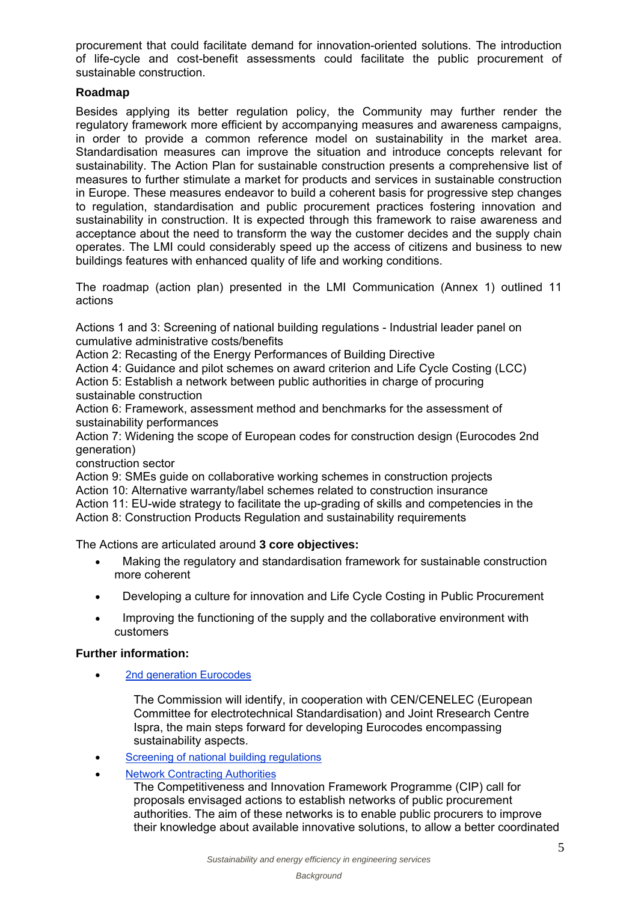procurement that could facilitate demand for innovation-oriented solutions. The introduction of life-cycle and cost-benefit assessments could facilitate the public procurement of sustainable construction.

**Roadmap**

Besides applying its better regulation policy, the Community may further render the regulatory framework more efficient by accompanying measures and awareness campaigns, in order to provide a common reference model on sustainability in the market area. Standardisation measures can improve the situation and introduce concepts relevant for sustainability. The Action Plan for sustainable construction presents a comprehensive list of measures to further stimulate a market for products and services in sustainable construction in Europe. These measures endeavor to build a coherent basis for progressive step changes to regulation, standardisation and public procurement practices fostering innovation and sustainability in construction. It is expected through this framework to raise awareness and acceptance about the need to transform the way the customer decides and the supply chain operates. The LMI could considerably speed up the access of citizens and business to new buildings features with enhanced quality of life and working conditions.

The roadmap (action plan) presented in the LMI Communication (Annex 1) outlined 11 actions

Actions 1 and 3: Screening of national building regulations - Industrial leader panel on cumulative administrative costs/benefits
Action 2: Recasting of the Energy Performances of Building Directive
Action 4: Guidance and pilot schemes on award criterion and Life Cycle Costing (LCC)
Action 5: Establish a network between public authorities in charge of procuring sustainable construction
Action 6: Framework, assessment method and benchmarks for the assessment of sustainability performances
Action 7: Widening the scope of European codes for construction design (Eurocodes 2nd generation)
construction sector
Action 9: SMEs guide on collaborative working schemes in construction projects
Action 10: Alternative warranty/label schemes related to construction insurance
Action 11: EU-wide strategy to facilitate the up-grading of skills and competencies in the
Action 8: Construction Products Regulation and sustainability requirements

The Actions are articulated around **3 core objectives:**

- Making the regulatory and standardisation framework for sustainable construction more coherent
- Developing a culture for innovation and Life Cycle Costing in Public Procurement
- Improving the functioning of the supply and the collaborative environment with customers

**Further information:**

- 2nd generation Eurocodes

  The Commission will identify, in cooperation with CEN/CENELEC (European Committee for electrotechnical Standardisation) and Joint Rresearch Centre Ispra, the main steps forward for developing Eurocodes encompassing sustainability aspects.

- Screening of national building regulations
- Network Contracting Authorities

  The Competitiveness and Innovation Framework Programme (CIP) call for proposals envisaged actions to establish networks of public procurement authorities. The aim of these networks is to enable public procurers to improve their knowledge about available innovative solutions, to allow a better coordinated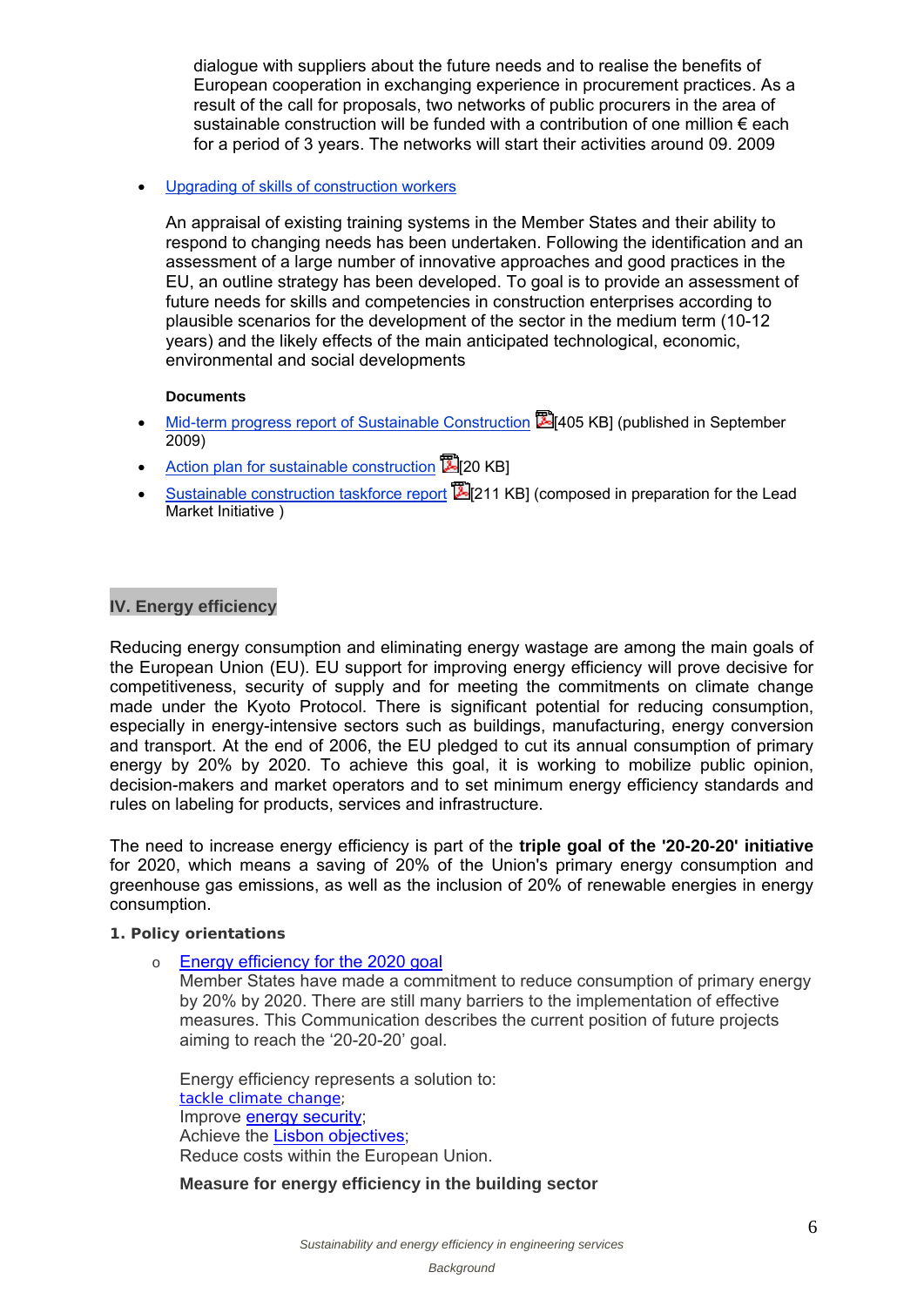dialogue with suppliers about the future needs and to realise the benefits of European cooperation in exchanging experience in procurement practices. As a result of the call for proposals, two networks of public procurers in the area of sustainable construction will be funded with a contribution of one million € each for a period of 3 years. The networks will start their activities around 09. 2009

- Upgrading of skills of construction workers

  An appraisal of existing training systems in the Member States and their ability to respond to changing needs has been undertaken. Following the identification and an assessment of a large number of innovative approaches and good practices in the EU, an outline strategy has been developed. To goal is to provide an assessment of future needs for skills and competencies in construction enterprises according to plausible scenarios for the development of the sector in the medium term (10-12 years) and the likely effects of the main anticipated technological, economic, environmental and social developments

**Documents**

- Mid-term progress report of Sustainable Construction [405 KB] (published in September 2009)
- Action plan for sustainable construction [20 KB]
- Sustainable construction taskforce report [211 KB] (composed in preparation for the Lead Market Initiative )

## IV. Energy efficiency

Reducing energy consumption and eliminating energy wastage are among the main goals of the European Union (EU). EU support for improving energy efficiency will prove decisive for competitiveness, security of supply and for meeting the commitments on climate change made under the Kyoto Protocol. There is significant potential for reducing consumption, especially in energy-intensive sectors such as buildings, manufacturing, energy conversion and transport. At the end of 2006, the EU pledged to cut its annual consumption of primary energy by 20% by 2020. To achieve this goal, it is working to mobilize public opinion, decision-makers and market operators and to set minimum energy efficiency standards and rules on labeling for products, services and infrastructure.

The need to increase energy efficiency is part of the **triple goal of the '20-20-20' initiative** for 2020, which means a saving of 20% of the Union's primary energy consumption and greenhouse gas emissions, as well as the inclusion of 20% of renewable energies in energy consumption.

### 1. Policy orientations

- Energy efficiency for the 2020 goal
  Member States have made a commitment to reduce consumption of primary energy by 20% by 2020. There are still many barriers to the implementation of effective measures. This Communication describes the current position of future projects aiming to reach the '20-20-20' goal.

  Energy efficiency represents a solution to:
  tackle climate change;
  Improve energy security;
  Achieve the Lisbon objectives;
  Reduce costs within the European Union.

  **Measure for energy efficiency in the building sector**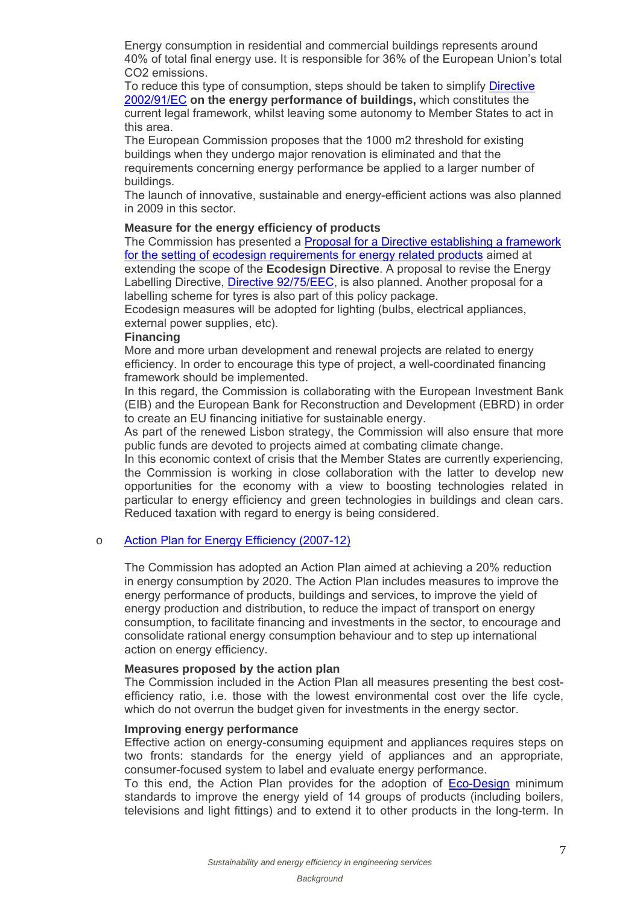Energy consumption in residential and commercial buildings represents around 40% of total final energy use. It is responsible for 36% of the European Union's total $CO_2$ emissions.

To reduce this type of consumption, steps should be taken to simplify Directive 2002/91/EC **on the energy performance of buildings,** which constitutes the current legal framework, whilst leaving some autonomy to Member States to act in this area.

The European Commission proposes that the 1000 m2 threshold for existing buildings when they undergo major renovation is eliminated and that the requirements concerning energy performance be applied to a larger number of buildings.

The launch of innovative, sustainable and energy-efficient actions was also planned in 2009 in this sector.

**Measure for the energy efficiency of products**

The Commission has presented a Proposal for a Directive establishing a framework for the setting of ecodesign requirements for energy related products aimed at extending the scope of the **Ecodesign Directive**. A proposal to revise the Energy Labelling Directive, Directive 92/75/EEC, is also planned. Another proposal for a labelling scheme for tyres is also part of this policy package.

Ecodesign measures will be adopted for lighting (bulbs, electrical appliances, external power supplies, etc).

**Financing**

More and more urban development and renewal projects are related to energy efficiency. In order to encourage this type of project, a well-coordinated financing framework should be implemented.

In this regard, the Commission is collaborating with the European Investment Bank (EIB) and the European Bank for Reconstruction and Development (EBRD) in order to create an EU financing initiative for sustainable energy.

As part of the renewed Lisbon strategy, the Commission will also ensure that more public funds are devoted to projects aimed at combating climate change.

In this economic context of crisis that the Member States are currently experiencing, the Commission is working in close collaboration with the latter to develop new opportunities for the economy with a view to boosting technologies related in particular to energy efficiency and green technologies in buildings and clean cars. Reduced taxation with regard to energy is being considered.

- Action Plan for Energy Efficiency (2007-12)

The Commission has adopted an Action Plan aimed at achieving a 20% reduction in energy consumption by 2020. The Action Plan includes measures to improve the energy performance of products, buildings and services, to improve the yield of energy production and distribution, to reduce the impact of transport on energy consumption, to facilitate financing and investments in the sector, to encourage and consolidate rational energy consumption behaviour and to step up international action on energy efficiency.

**Measures proposed by the action plan**

The Commission included in the Action Plan all measures presenting the best cost-efficiency ratio, i.e. those with the lowest environmental cost over the life cycle, which do not overrun the budget given for investments in the energy sector.

**Improving energy performance**

Effective action on energy-consuming equipment and appliances requires steps on two fronts: standards for the energy yield of appliances and an appropriate, consumer-focused system to label and evaluate energy performance.

To this end, the Action Plan provides for the adoption of Eco-Design minimum standards to improve the energy yield of 14 groups of products (including boilers, televisions and light fittings) and to extend it to other products in the long-term. In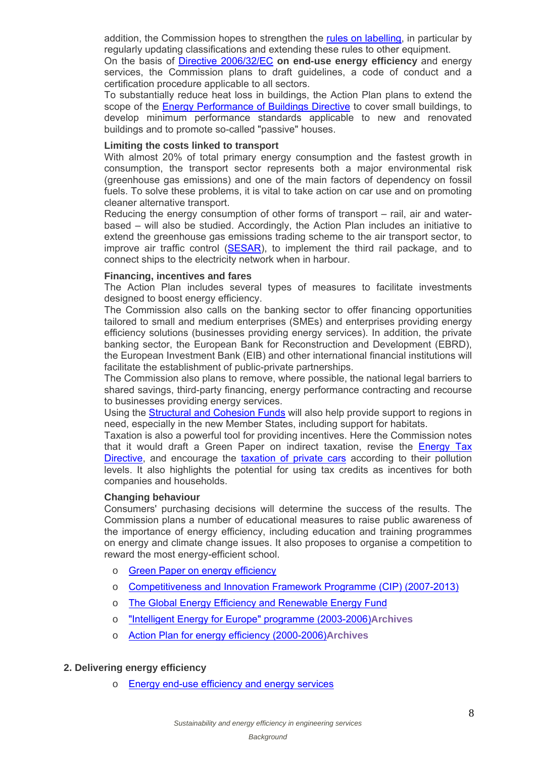addition, the Commission hopes to strengthen the rules on labelling, in particular by regularly updating classifications and extending these rules to other equipment.
On the basis of Directive 2006/32/EC **on end-use energy efficiency** and energy services, the Commission plans to draft guidelines, a code of conduct and a certification procedure applicable to all sectors.
To substantially reduce heat loss in buildings, the Action Plan plans to extend the scope of the Energy Performance of Buildings Directive to cover small buildings, to develop minimum performance standards applicable to new and renovated buildings and to promote so-called "passive" houses.

**Limiting the costs linked to transport**
With almost 20% of total primary energy consumption and the fastest growth in consumption, the transport sector represents both a major environmental risk (greenhouse gas emissions) and one of the main factors of dependency on fossil fuels. To solve these problems, it is vital to take action on car use and on promoting cleaner alternative transport.
Reducing the energy consumption of other forms of transport – rail, air and water-based – will also be studied. Accordingly, the Action Plan includes an initiative to extend the greenhouse gas emissions trading scheme to the air transport sector, to improve air traffic control (SESAR), to implement the third rail package, and to connect ships to the electricity network when in harbour.

**Financing, incentives and fares**
The Action Plan includes several types of measures to facilitate investments designed to boost energy efficiency.
The Commission also calls on the banking sector to offer financing opportunities tailored to small and medium enterprises (SMEs) and enterprises providing energy efficiency solutions (businesses providing energy services). In addition, the private banking sector, the European Bank for Reconstruction and Development (EBRD), the European Investment Bank (EIB) and other international financial institutions will facilitate the establishment of public-private partnerships.
The Commission also plans to remove, where possible, the national legal barriers to shared savings, third-party financing, energy performance contracting and recourse to businesses providing energy services.
Using the Structural and Cohesion Funds will also help provide support to regions in need, especially in the new Member States, including support for habitats.
Taxation is also a powerful tool for providing incentives. Here the Commission notes that it would draft a Green Paper on indirect taxation, revise the Energy Tax Directive, and encourage the taxation of private cars according to their pollution levels. It also highlights the potential for using tax credits as incentives for both companies and households.

**Changing behaviour**
Consumers' purchasing decisions will determine the success of the results. The Commission plans a number of educational measures to raise public awareness of the importance of energy efficiency, including education and training programmes on energy and climate change issues. It also proposes to organise a competition to reward the most energy-efficient school.

- Green Paper on energy efficiency
- Competitiveness and Innovation Framework Programme (CIP) (2007-2013)
- The Global Energy Efficiency and Renewable Energy Fund
- "Intelligent Energy for Europe" programme (2003-2006)**Archives**
- Action Plan for energy efficiency (2000-2006)**Archives**

**2. Delivering energy efficiency**

- Energy end-use efficiency and energy services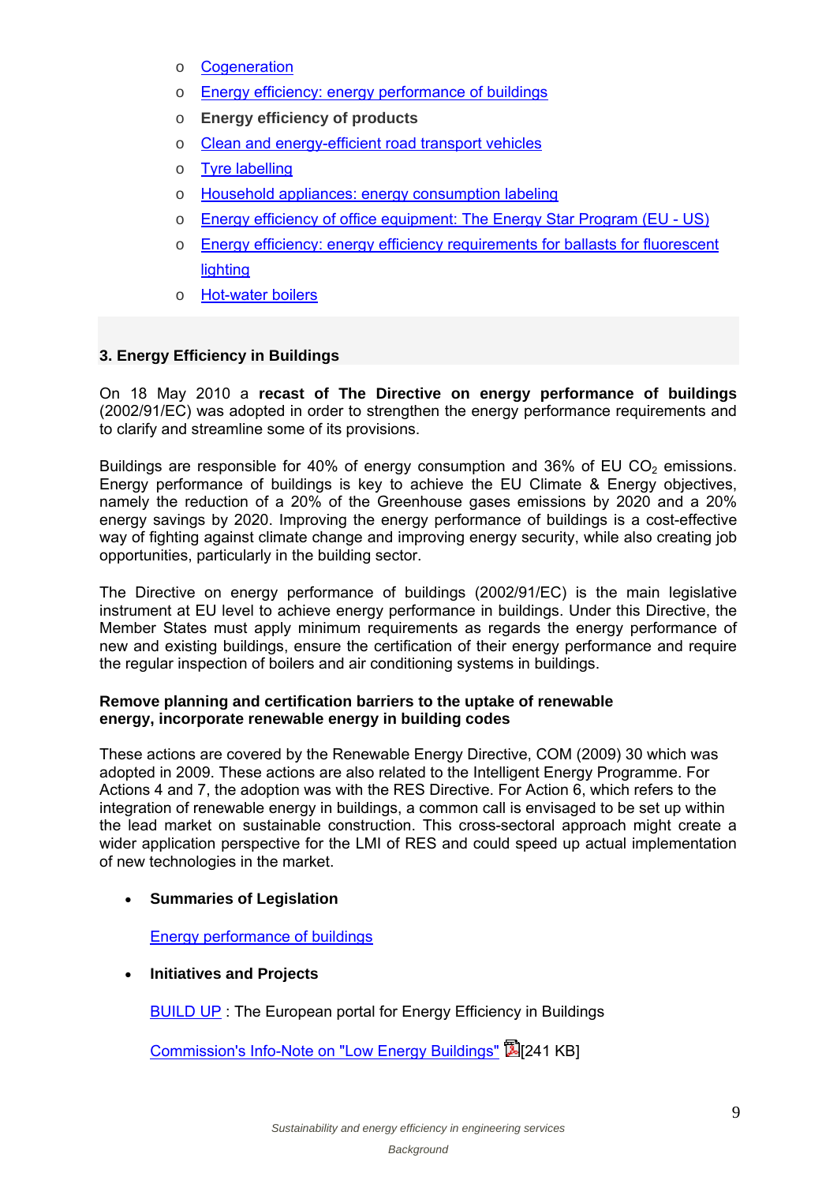- Cogeneration
- Energy efficiency: energy performance of buildings
- **Energy efficiency of products**
- Clean and energy-efficient road transport vehicles
- Tyre labelling
- Household appliances: energy consumption labeling
- Energy efficiency of office equipment: The Energy Star Program (EU - US)
- Energy efficiency: energy efficiency requirements for ballasts for fluorescent lighting
- Hot-water boilers

## 3. Energy Efficiency in Buildings

On 18 May 2010 a **recast of The Directive on energy performance of buildings** (2002/91/EC) was adopted in order to strengthen the energy performance requirements and to clarify and streamline some of its provisions.

Buildings are responsible for 40% of energy consumption and 36% of EU $CO_2$ emissions. Energy performance of buildings is key to achieve the EU Climate & Energy objectives, namely the reduction of a 20% of the Greenhouse gases emissions by 2020 and a 20% energy savings by 2020. Improving the energy performance of buildings is a cost-effective way of fighting against climate change and improving energy security, while also creating job opportunities, particularly in the building sector.

The Directive on energy performance of buildings (2002/91/EC) is the main legislative instrument at EU level to achieve energy performance in buildings. Under this Directive, the Member States must apply minimum requirements as regards the energy performance of new and existing buildings, ensure the certification of their energy performance and require the regular inspection of boilers and air conditioning systems in buildings.

**Remove planning and certification barriers to the uptake of renewable energy, incorporate renewable energy in building codes**

These actions are covered by the Renewable Energy Directive, COM (2009) 30 which was adopted in 2009. These actions are also related to the Intelligent Energy Programme. For Actions 4 and 7, the adoption was with the RES Directive. For Action 6, which refers to the integration of renewable energy in buildings, a common call is envisaged to be set up within the lead market on sustainable construction. This cross-sectoral approach might create a wider application perspective for the LMI of RES and could speed up actual implementation of new technologies in the market.

- **Summaries of Legislation**

  Energy performance of buildings

- **Initiatives and Projects**

  BUILD UP : The European portal for Energy Efficiency in Buildings

  Commission's Info-Note on "Low Energy Buildings" [241 KB]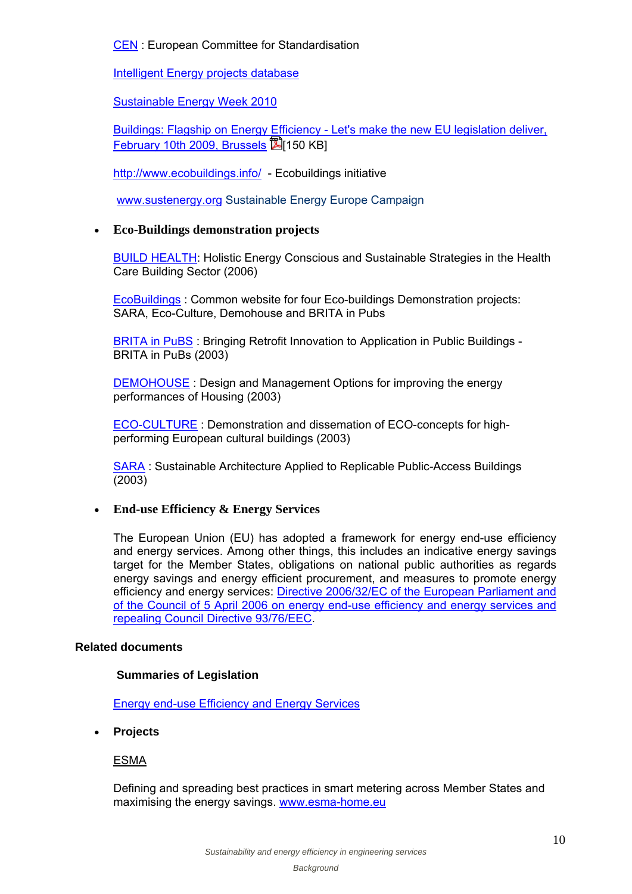CEN : European Committee for Standardisation

Intelligent Energy projects database

Sustainable Energy Week 2010

Buildings: Flagship on Energy Efficiency - Let's make the new EU legislation deliver, February 10th 2009, Brussels [150 KB]

http://www.ecobuildings.info/ - Ecobuildings initiative

www.sustenergy.org Sustainable Energy Europe Campaign

- **Eco-Buildings demonstration projects**

  BUILD HEALTH: Holistic Energy Conscious and Sustainable Strategies in the Health Care Building Sector (2006)

  EcoBuildings : Common website for four Eco-buildings Demonstration projects: SARA, Eco-Culture, Demohouse and BRITA in Pubs

  BRITA in PuBS : Bringing Retrofit Innovation to Application in Public Buildings - BRITA in PuBs (2003)

  DEMOHOUSE : Design and Management Options for improving the energy performances of Housing (2003)

  ECO-CULTURE : Demonstration and dissemation of ECO-concepts for high-performing European cultural buildings (2003)

  SARA : Sustainable Architecture Applied to Replicable Public-Access Buildings (2003)

- **End-use Efficiency & Energy Services**

  The European Union (EU) has adopted a framework for energy end-use efficiency and energy services. Among other things, this includes an indicative energy savings target for the Member States, obligations on national public authorities as regards energy savings and energy efficient procurement, and measures to promote energy efficiency and energy services: Directive 2006/32/EC of the European Parliament and of the Council of 5 April 2006 on energy end-use efficiency and energy services and repealing Council Directive 93/76/EEC.

**Related documents**

**Summaries of Legislation**

Energy end-use Efficiency and Energy Services

- **Projects**

  ESMA

  Defining and spreading best practices in smart metering across Member States and maximising the energy savings. www.esma-home.eu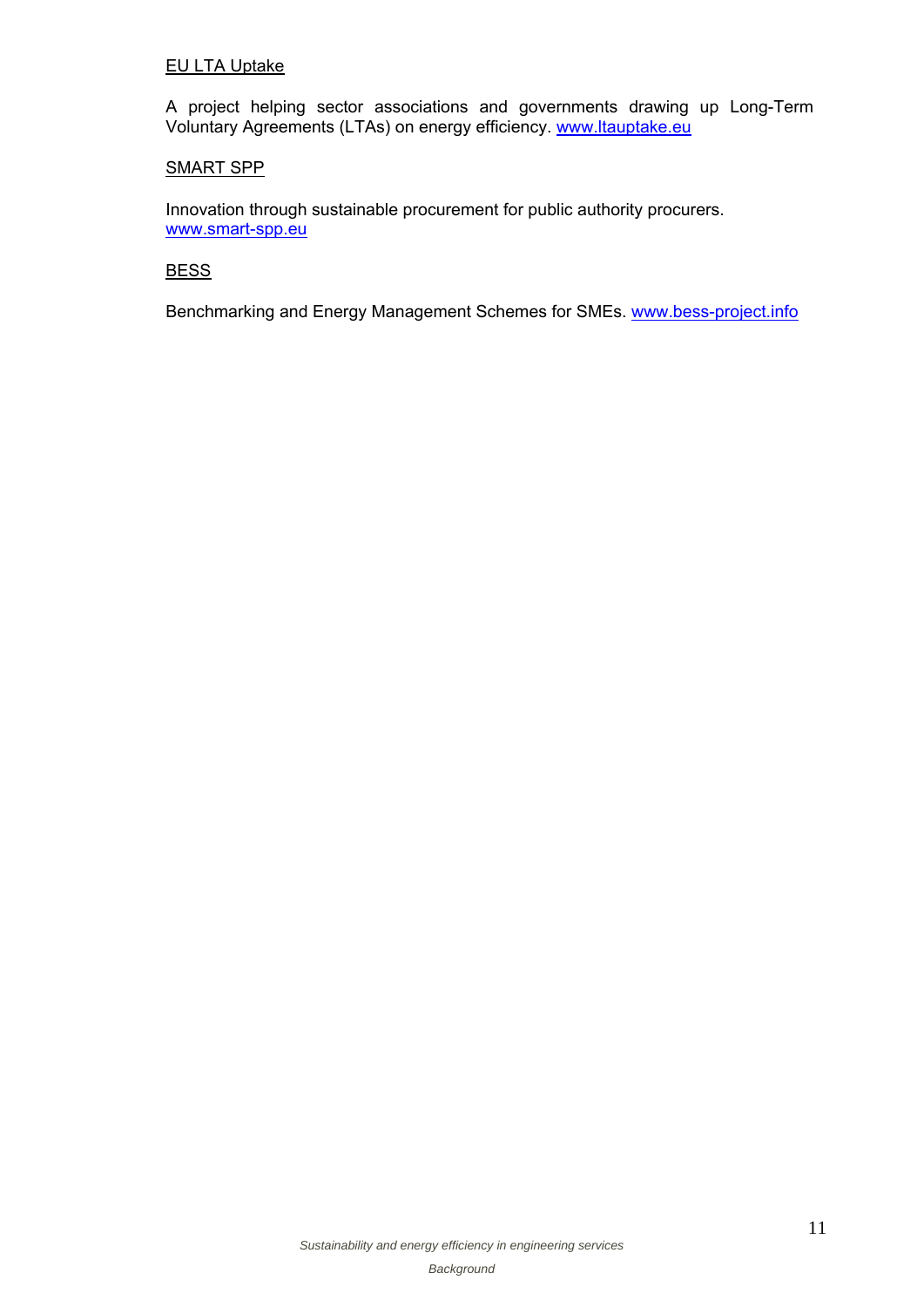EU LTA Uptake

A project helping sector associations and governments drawing up Long-Term Voluntary Agreements (LTAs) on energy efficiency. www.ltauptake.eu

SMART SPP

Innovation through sustainable procurement for public authority procurers. www.smart-spp.eu

BESS

Benchmarking and Energy Management Schemes for SMEs. www.bess-project.info